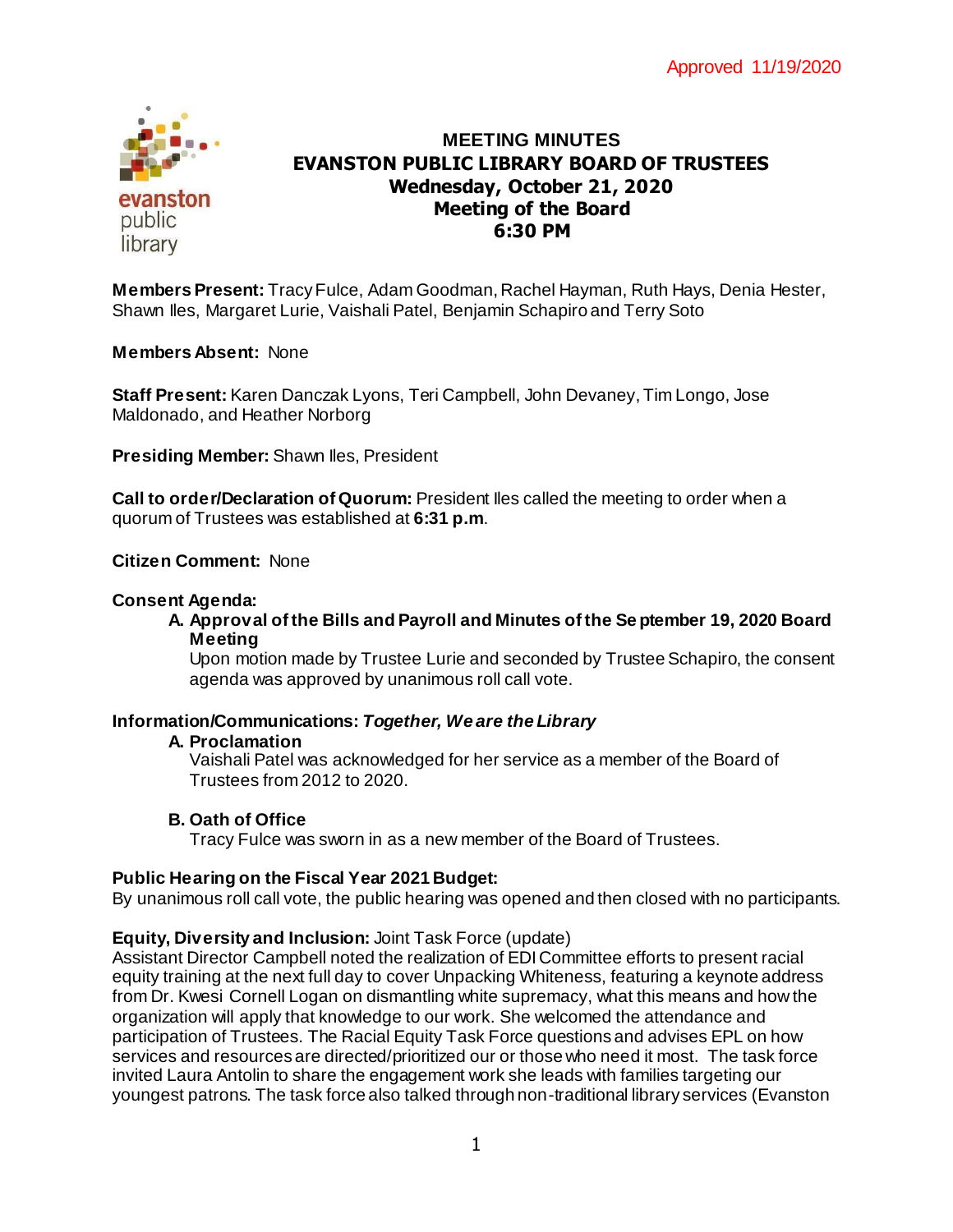Approved 11/19/2020

# MEETING MINUTES
# EVANSTON PUBLIC LIBRARY BOARD OF TRUSTEES
## Wednesday, October 21, 2020
## Meeting of the Board
## 6:30 PM

**Members Present:** Tracy Fulce, Adam Goodman, Rachel Hayman, Ruth Hays, Denia Hester, Shawn Iles, Margaret Lurie, Vaishali Patel, Benjamin Schapiro and Terry Soto

**Members Absent:** None

**Staff Present:** Karen Danczak Lyons, Teri Campbell, John Devaney, Tim Longo, Jose Maldonado, and Heather Norborg

**Presiding Member:** Shawn Iles, President

**Call to order/Declaration of Quorum:** President Iles called the meeting to order when a quorum of Trustees was established at **6:31 p.m**.

**Citizen Comment:** None

**Consent Agenda:**

**A. Approval of the Bills and Payroll and Minutes of the September 19, 2020 Board Meeting**
Upon motion made by Trustee Lurie and seconded by Trustee Schapiro, the consent agenda was approved by unanimous roll call vote.

**Information/Communications:** ***Together, We are the Library***

**A. Proclamation**
Vaishali Patel was acknowledged for her service as a member of the Board of Trustees from 2012 to 2020.

**B. Oath of Office**
Tracy Fulce was sworn in as a new member of the Board of Trustees.

**Public Hearing on the Fiscal Year 2021 Budget:**
By unanimous roll call vote, the public hearing was opened and then closed with no participants.

**Equity, Diversity and Inclusion:** Joint Task Force (update)
Assistant Director Campbell noted the realization of EDI Committee efforts to present racial equity training at the next full day to cover Unpacking Whiteness, featuring a keynote address from Dr. Kwesi Cornell Logan on dismantling white supremacy, what this means and how the organization will apply that knowledge to our work. She welcomed the attendance and participation of Trustees. The Racial Equity Task Force questions and advises EPL on how services and resources are directed/prioritized our or those who need it most. The task force invited Laura Antolin to share the engagement work she leads with families targeting our youngest patrons. The task force also talked through non-traditional library services (Evanston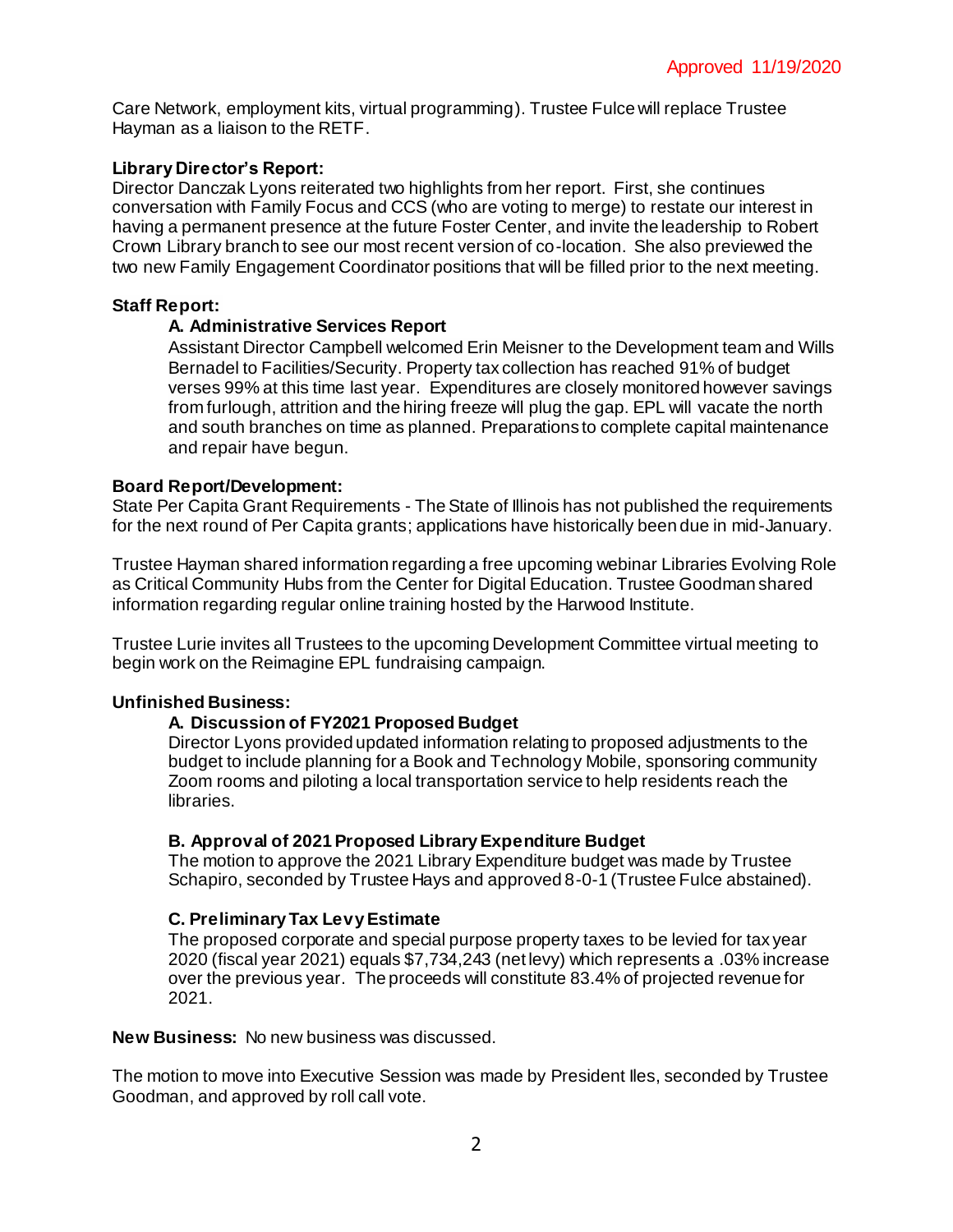Approved 11/19/2020

Care Network, employment kits, virtual programming). Trustee Fulce will replace Trustee Hayman as a liaison to the RETF.

**Library Director's Report:**
Director Danczak Lyons reiterated two highlights from her report. First, she continues conversation with Family Focus and CCS (who are voting to merge) to restate our interest in having a permanent presence at the future Foster Center, and invite the leadership to Robert Crown Library branch to see our most recent version of co-location. She also previewed the two new Family Engagement Coordinator positions that will be filled prior to the next meeting.

**Staff Report:**

**A. Administrative Services Report**
Assistant Director Campbell welcomed Erin Meisner to the Development team and Wills Bernadel to Facilities/Security. Property tax collection has reached 91% of budget verses 99% at this time last year. Expenditures are closely monitored however savings from furlough, attrition and the hiring freeze will plug the gap. EPL will vacate the north and south branches on time as planned. Preparations to complete capital maintenance and repair have begun.

**Board Report/Development:**
State Per Capita Grant Requirements - The State of Illinois has not published the requirements for the next round of Per Capita grants; applications have historically been due in mid-January.

Trustee Hayman shared information regarding a free upcoming webinar Libraries Evolving Role as Critical Community Hubs from the Center for Digital Education. Trustee Goodman shared information regarding regular online training hosted by the Harwood Institute.

Trustee Lurie invites all Trustees to the upcoming Development Committee virtual meeting to begin work on the Reimagine EPL fundraising campaign.

**Unfinished Business:**

**A. Discussion of FY2021 Proposed Budget**
Director Lyons provided updated information relating to proposed adjustments to the budget to include planning for a Book and Technology Mobile, sponsoring community Zoom rooms and piloting a local transportation service to help residents reach the libraries.

**B. Approval of 2021 Proposed Library Expenditure Budget**
The motion to approve the 2021 Library Expenditure budget was made by Trustee Schapiro, seconded by Trustee Hays and approved 8-0-1 (Trustee Fulce abstained).

**C. Preliminary Tax Levy Estimate**
The proposed corporate and special purpose property taxes to be levied for tax year 2020 (fiscal year 2021) equals $7,734,243 (net levy) which represents a .03% increase over the previous year. The proceeds will constitute 83.4% of projected revenue for 2021.

**New Business:** No new business was discussed.

The motion to move into Executive Session was made by President Iles, seconded by Trustee Goodman, and approved by roll call vote.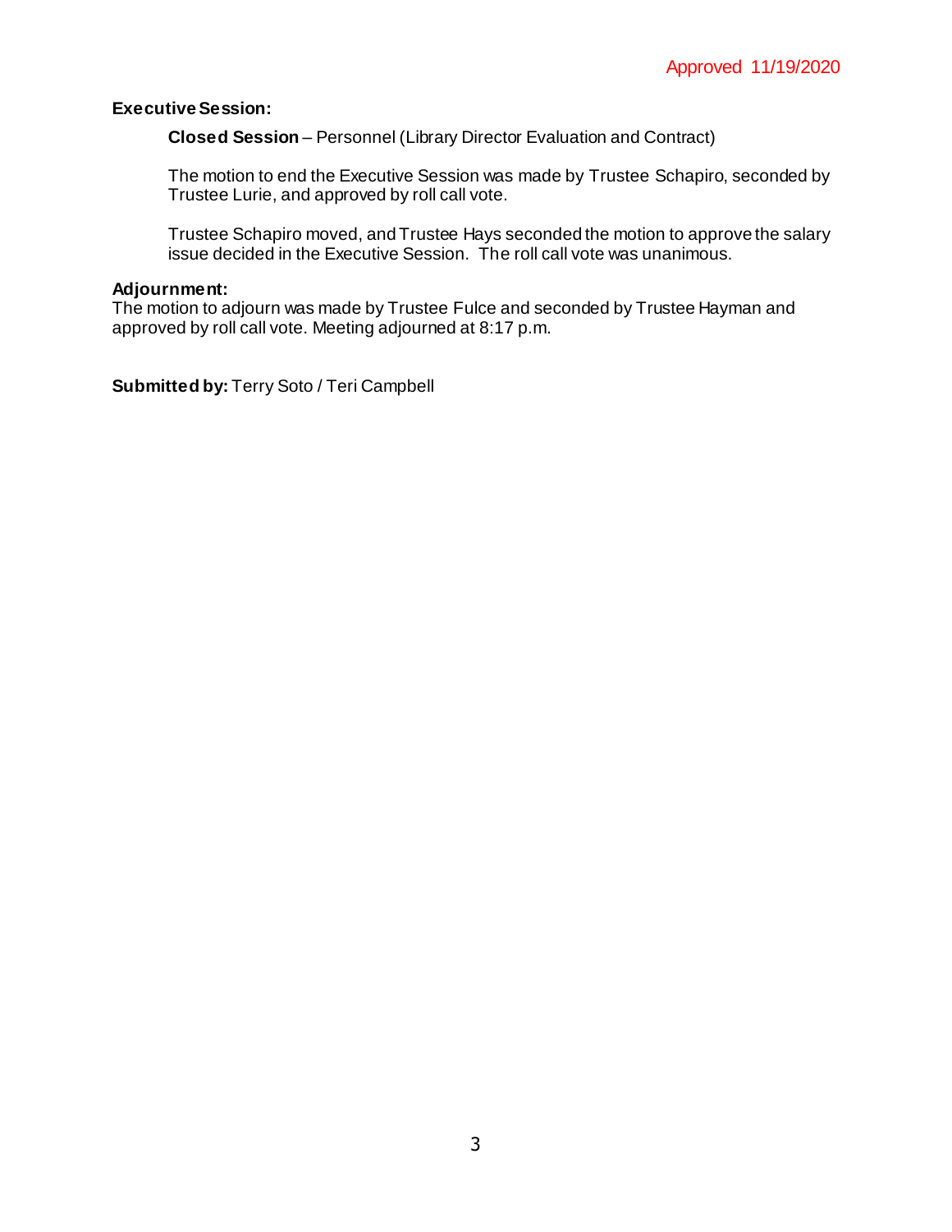Approved 11/19/2020

**Executive Session:**

**Closed Session** – Personnel (Library Director Evaluation and Contract)

The motion to end the Executive Session was made by Trustee Schapiro, seconded by Trustee Lurie, and approved by roll call vote.

Trustee Schapiro moved, and Trustee Hays seconded the motion to approve the salary issue decided in the Executive Session. The roll call vote was unanimous.

**Adjournment:**
The motion to adjourn was made by Trustee Fulce and seconded by Trustee Hayman and approved by roll call vote. Meeting adjourned at 8:17 p.m.

**Submitted by:** Terry Soto / Teri Campbell